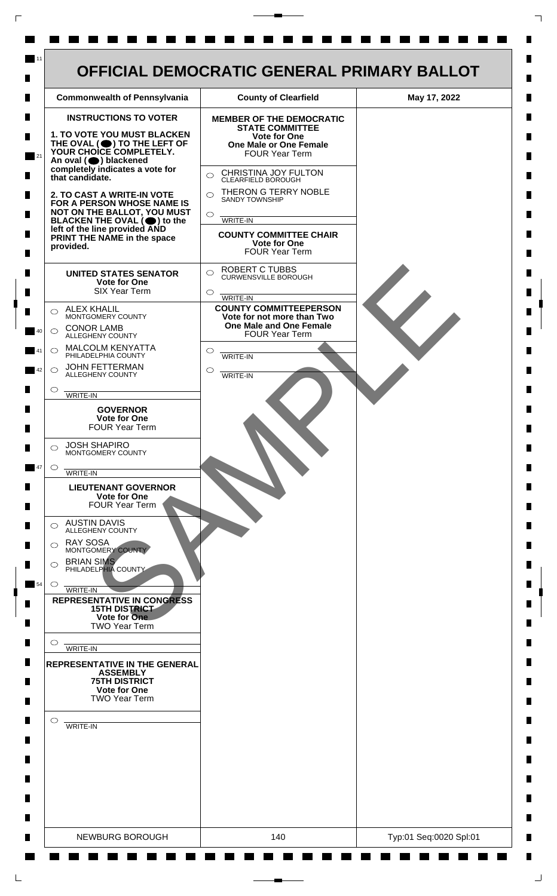# OFFICIAL DEMOCRATIC GENERAL PRIMARY BALLOT

| Commonwealth of Pennsylvania | County of Clearfield | May 17, 2022 |
| --- | --- | --- |

**INSTRUCTIONS TO VOTER**

**1. TO VOTE YOU MUST BLACKEN THE OVAL (⬤) TO THE LEFT OF YOUR CHOICE COMPLETELY.** An oval (⬤) blackened completely indicates a vote for that candidate.

**2. TO CAST A WRITE-IN VOTE FOR A PERSON WHOSE NAME IS NOT ON THE BALLOT, YOU MUST BLACKEN THE OVAL (⬤) to the left of the line provided AND PRINT THE NAME in the space provided.**

**UNITED STATES SENATOR**
**Vote for One**
SIX Year Term

- ○ ALEX KHALIL — MONTGOMERY COUNTY
- ○ CONOR LAMB — ALLEGHENY COUNTY
- ○ MALCOLM KENYATTA — PHILADELPHIA COUNTY
- ○ JOHN FETTERMAN — ALLEGHENY COUNTY
- ○ ________ WRITE-IN

**GOVERNOR**
**Vote for One**
FOUR Year Term

- ○ JOSH SHAPIRO — MONTGOMERY COUNTY
- ○ ________ WRITE-IN

**LIEUTENANT GOVERNOR**
**Vote for One**
FOUR Year Term

- ○ AUSTIN DAVIS — ALLEGHENY COUNTY
- ○ RAY SOSA — MONTGOMERY COUNTY
- ○ BRIAN SIMS — PHILADELPHIA COUNTY
- ○ ________ WRITE-IN

**REPRESENTATIVE IN CONGRESS**
**15TH DISTRICT**
**Vote for One**
TWO Year Term

- ○ ________ WRITE-IN

**REPRESENTATIVE IN THE GENERAL ASSEMBLY**
**75TH DISTRICT**
**Vote for One**
TWO Year Term

- ○ ________ WRITE-IN

**MEMBER OF THE DEMOCRATIC STATE COMMITTEE**
**Vote for One**
**One Male or One Female**
FOUR Year Term

- ○ CHRISTINA JOY FULTON — CLEARFIELD BOROUGH
- ○ THERON G TERRY NOBLE — SANDY TOWNSHIP
- ○ ________ WRITE-IN

**COUNTY COMMITTEE CHAIR**
**Vote for One**
FOUR Year Term

- ○ ROBERT C TUBBS — CURWENSVILLE BOROUGH
- ○ ________ WRITE-IN

**COUNTY COMMITTEEPERSON**
**Vote for not more than Two**
**One Male and One Female**
FOUR Year Term

- ○ ________ WRITE-IN
- ○ ________ WRITE-IN

SAMPLE

| NEWBURG BOROUGH | 140 | Typ:01 Seq:0020 Spl:01 |
| --- | --- | --- |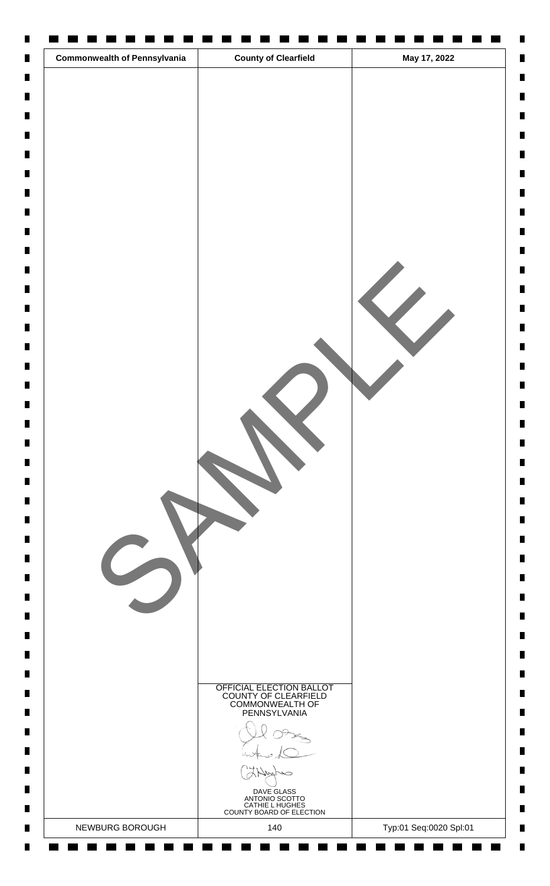| Commonwealth of Pennsylvania | County of Clearfield | May 17, 2022 |
| --- | --- | --- |

SAMPLE

OFFICIAL ELECTION BALLOT
COUNTY OF CLEARFIELD
COMMONWEALTH OF
PENNSYLVANIA

DAVE GLASS
ANTONIO SCOTTO
CATHIE L HUGHES
COUNTY BOARD OF ELECTION

| | | |
| --- | --- | --- |
| NEWBURG BOROUGH | 140 | Typ:01 Seq:0020 Spl:01 |